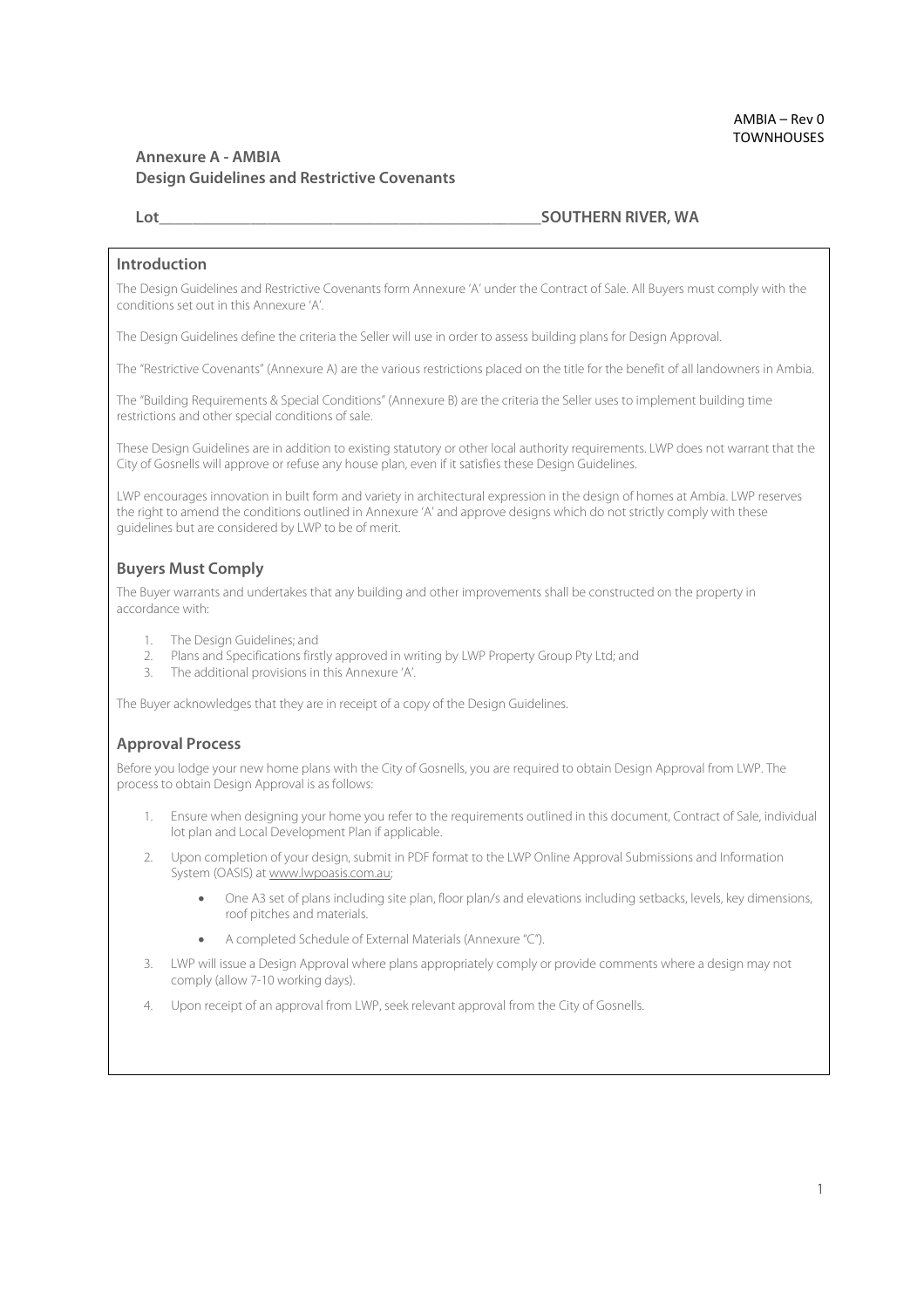AMBIA – Rev 0
TOWNHOUSES

# Annexure A - AMBIA
# Design Guidelines and Restrictive Covenants

**Lot\_\_\_\_\_\_\_\_\_\_\_\_\_\_\_\_\_\_\_\_\_\_\_\_\_\_\_\_\_\_\_\_\_\_\_\_\_\_\_\_\_\_\_\_\_\_\_\_SOUTHERN RIVER, WA**

## Introduction

The Design Guidelines and Restrictive Covenants form Annexure 'A' under the Contract of Sale. All Buyers must comply with the conditions set out in this Annexure 'A'.

The Design Guidelines define the criteria the Seller will use in order to assess building plans for Design Approval.

The "Restrictive Covenants" (Annexure A) are the various restrictions placed on the title for the benefit of all landowners in Ambia.

The "Building Requirements & Special Conditions" (Annexure B) are the criteria the Seller uses to implement building time restrictions and other special conditions of sale.

These Design Guidelines are in addition to existing statutory or other local authority requirements. LWP does not warrant that the City of Gosnells will approve or refuse any house plan, even if it satisfies these Design Guidelines.

LWP encourages innovation in built form and variety in architectural expression in the design of homes at Ambia. LWP reserves the right to amend the conditions outlined in Annexure 'A' and approve designs which do not strictly comply with these guidelines but are considered by LWP to be of merit.

## Buyers Must Comply

The Buyer warrants and undertakes that any building and other improvements shall be constructed on the property in accordance with:

1. The Design Guidelines; and
2. Plans and Specifications firstly approved in writing by LWP Property Group Pty Ltd; and
3. The additional provisions in this Annexure 'A'.

The Buyer acknowledges that they are in receipt of a copy of the Design Guidelines.

## Approval Process

Before you lodge your new home plans with the City of Gosnells, you are required to obtain Design Approval from LWP. The process to obtain Design Approval is as follows:

1. Ensure when designing your home you refer to the requirements outlined in this document, Contract of Sale, individual lot plan and Local Development Plan if applicable.
2. Upon completion of your design, submit in PDF format to the LWP Online Approval Submissions and Information System (OASIS) at www.lwpoasis.com.au;
   - One A3 set of plans including site plan, floor plan/s and elevations including setbacks, levels, key dimensions, roof pitches and materials.
   - A completed Schedule of External Materials (Annexure "C").
3. LWP will issue a Design Approval where plans appropriately comply or provide comments where a design may not comply (allow 7-10 working days).
4. Upon receipt of an approval from LWP, seek relevant approval from the City of Gosnells.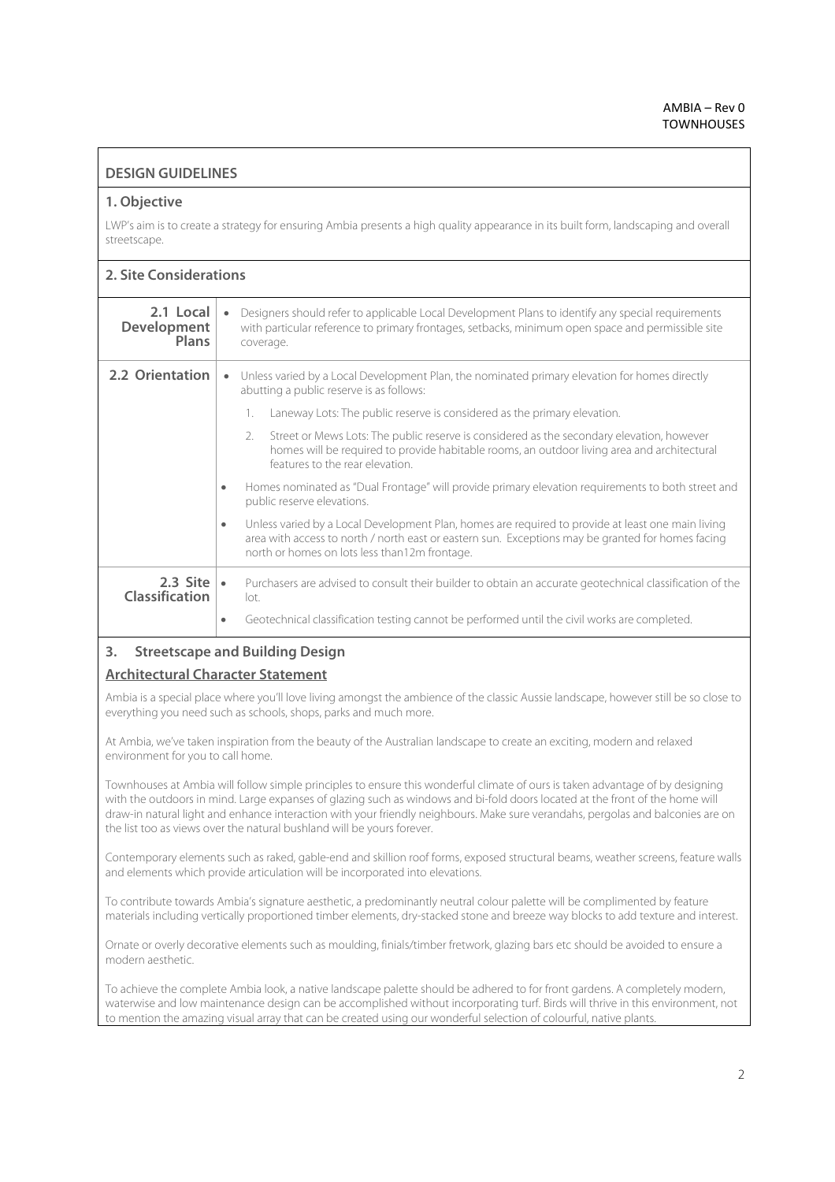## DESIGN GUIDELINES

### 1. Objective

LWP's aim is to create a strategy for ensuring Ambia presents a high quality appearance in its built form, landscaping and overall streetscape.

### 2. Site Considerations

| | |
|---|---|
| **2.1 Local Development Plans** | • Designers should refer to applicable Local Development Plans to identify any special requirements with particular reference to primary frontages, setbacks, minimum open space and permissible site coverage. |
| **2.2 Orientation** | • Unless varied by a Local Development Plan, the nominated primary elevation for homes directly abutting a public reserve is as follows:<br>1. Laneway Lots: The public reserve is considered as the primary elevation.<br>2. Street or Mews Lots: The public reserve is considered as the secondary elevation, however homes will be required to provide habitable rooms, an outdoor living area and architectural features to the rear elevation.<br>• Homes nominated as "Dual Frontage" will provide primary elevation requirements to both street and public reserve elevations.<br>• Unless varied by a Local Development Plan, homes are required to provide at least one main living area with access to north / north east or eastern sun. Exceptions may be granted for homes facing north or homes on lots less than12m frontage. |
| **2.3 Site Classification** | • Purchasers are advised to consult their builder to obtain an accurate geotechnical classification of the lot.<br>• Geotechnical classification testing cannot be performed until the civil works are completed. |

### 3. Streetscape and Building Design

**Architectural Character Statement**

Ambia is a special place where you'll love living amongst the ambience of the classic Aussie landscape, however still be so close to everything you need such as schools, shops, parks and much more.

At Ambia, we've taken inspiration from the beauty of the Australian landscape to create an exciting, modern and relaxed environment for you to call home.

Townhouses at Ambia will follow simple principles to ensure this wonderful climate of ours is taken advantage of by designing with the outdoors in mind. Large expanses of glazing such as windows and bi-fold doors located at the front of the home will draw-in natural light and enhance interaction with your friendly neighbours. Make sure verandahs, pergolas and balconies are on the list too as views over the natural bushland will be yours forever.

Contemporary elements such as raked, gable-end and skillion roof forms, exposed structural beams, weather screens, feature walls and elements which provide articulation will be incorporated into elevations.

To contribute towards Ambia's signature aesthetic, a predominantly neutral colour palette will be complimented by feature materials including vertically proportioned timber elements, dry-stacked stone and breeze way blocks to add texture and interest.

Ornate or overly decorative elements such as moulding, finials/timber fretwork, glazing bars etc should be avoided to ensure a modern aesthetic.

To achieve the complete Ambia look, a native landscape palette should be adhered to for front gardens. A completely modern, waterwise and low maintenance design can be accomplished without incorporating turf. Birds will thrive in this environment, not to mention the amazing visual array that can be created using our wonderful selection of colourful, native plants.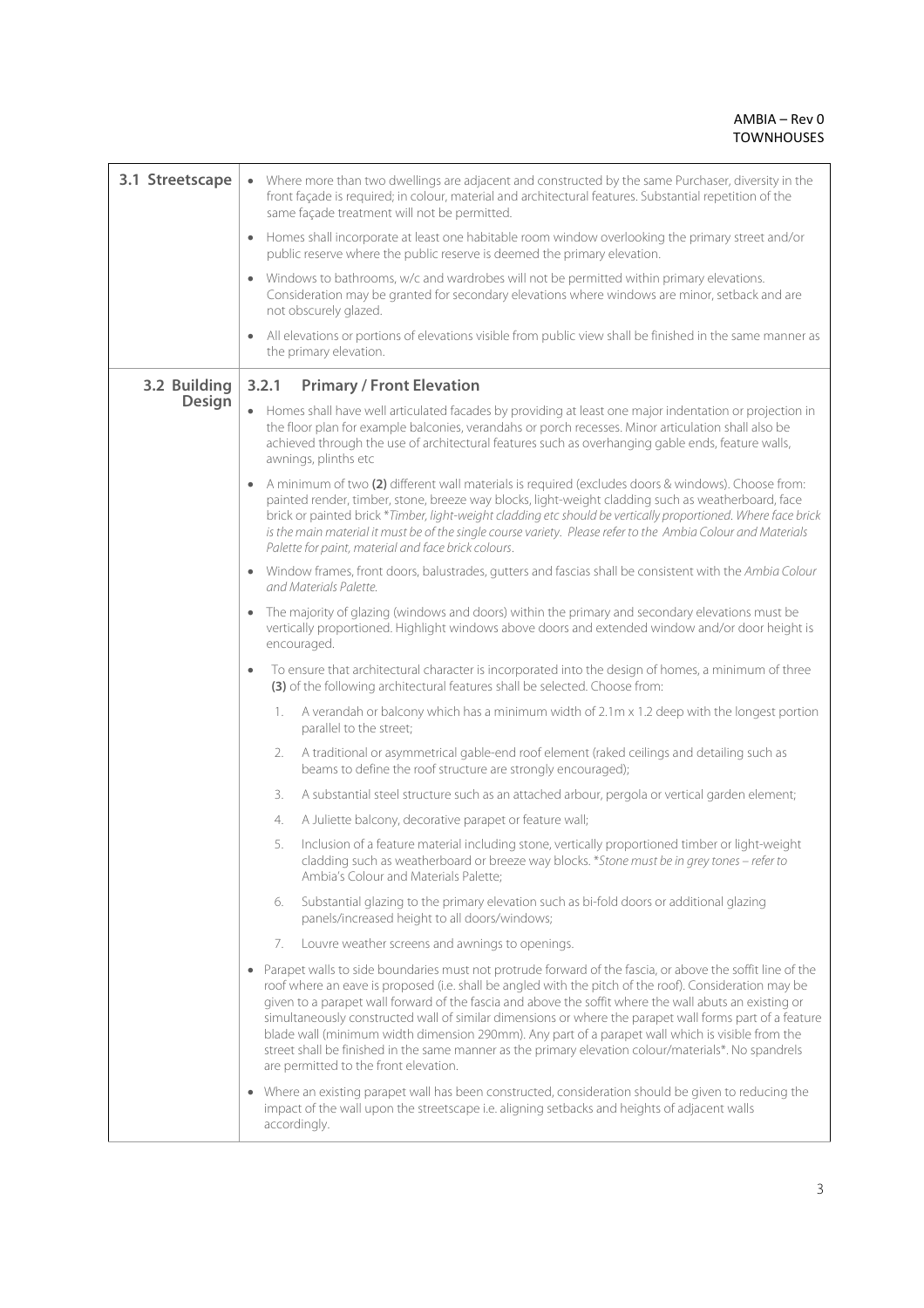## 3.1 Streetscape

- Where more than two dwellings are adjacent and constructed by the same Purchaser, diversity in the front façade is required; in colour, material and architectural features. Substantial repetition of the same façade treatment will not be permitted.
- Homes shall incorporate at least one habitable room window overlooking the primary street and/or public reserve where the public reserve is deemed the primary elevation.
- Windows to bathrooms, w/c and wardrobes will not be permitted within primary elevations. Consideration may be granted for secondary elevations where windows are minor, setback and are not obscurely glazed.
- All elevations or portions of elevations visible from public view shall be finished in the same manner as the primary elevation.

## 3.2 Building Design

### 3.2.1 Primary / Front Elevation

- Homes shall have well articulated facades by providing at least one major indentation or projection in the floor plan for example balconies, verandahs or porch recesses. Minor articulation shall also be achieved through the use of architectural features such as overhanging gable ends, feature walls, awnings, plinths etc
- A minimum of two **(2)** different wall materials is required (excludes doors & windows). Choose from: painted render, timber, stone, breeze way blocks, light-weight cladding such as weatherboard, face brick or painted brick **Timber, light-weight cladding etc should be vertically proportioned. Where face brick is the main material it must be of the single course variety. Please refer to the Ambia Colour and Materials Palette for paint, material and face brick colours*.
- Window frames, front doors, balustrades, gutters and fascias shall be consistent with the *Ambia Colour and Materials Palette.*
- The majority of glazing (windows and doors) within the primary and secondary elevations must be vertically proportioned. Highlight windows above doors and extended window and/or door height is encouraged.
- To ensure that architectural character is incorporated into the design of homes, a minimum of three **(3)** of the following architectural features shall be selected. Choose from:
  1. A verandah or balcony which has a minimum width of 2.1m x 1.2 deep with the longest portion parallel to the street;
  2. A traditional or asymmetrical gable-end roof element (raked ceilings and detailing such as beams to define the roof structure are strongly encouraged);
  3. A substantial steel structure such as an attached arbour, pergola or vertical garden element;
  4. A Juliette balcony, decorative parapet or feature wall;
  5. Inclusion of a feature material including stone, vertically proportioned timber or light-weight cladding such as weatherboard or breeze way blocks. **Stone must be in grey tones – refer to* Ambia's Colour and Materials Palette;
  6. Substantial glazing to the primary elevation such as bi-fold doors or additional glazing panels/increased height to all doors/windows;
  7. Louvre weather screens and awnings to openings.
- Parapet walls to side boundaries must not protrude forward of the fascia, or above the soffit line of the roof where an eave is proposed (i.e. shall be angled with the pitch of the roof). Consideration may be given to a parapet wall forward of the fascia and above the soffit where the wall abuts an existing or simultaneously constructed wall of similar dimensions or where the parapet wall forms part of a feature blade wall (minimum width dimension 290mm). Any part of a parapet wall which is visible from the street shall be finished in the same manner as the primary elevation colour/materials*. No spandrels are permitted to the front elevation.
- Where an existing parapet wall has been constructed, consideration should be given to reducing the impact of the wall upon the streetscape i.e. aligning setbacks and heights of adjacent walls accordingly.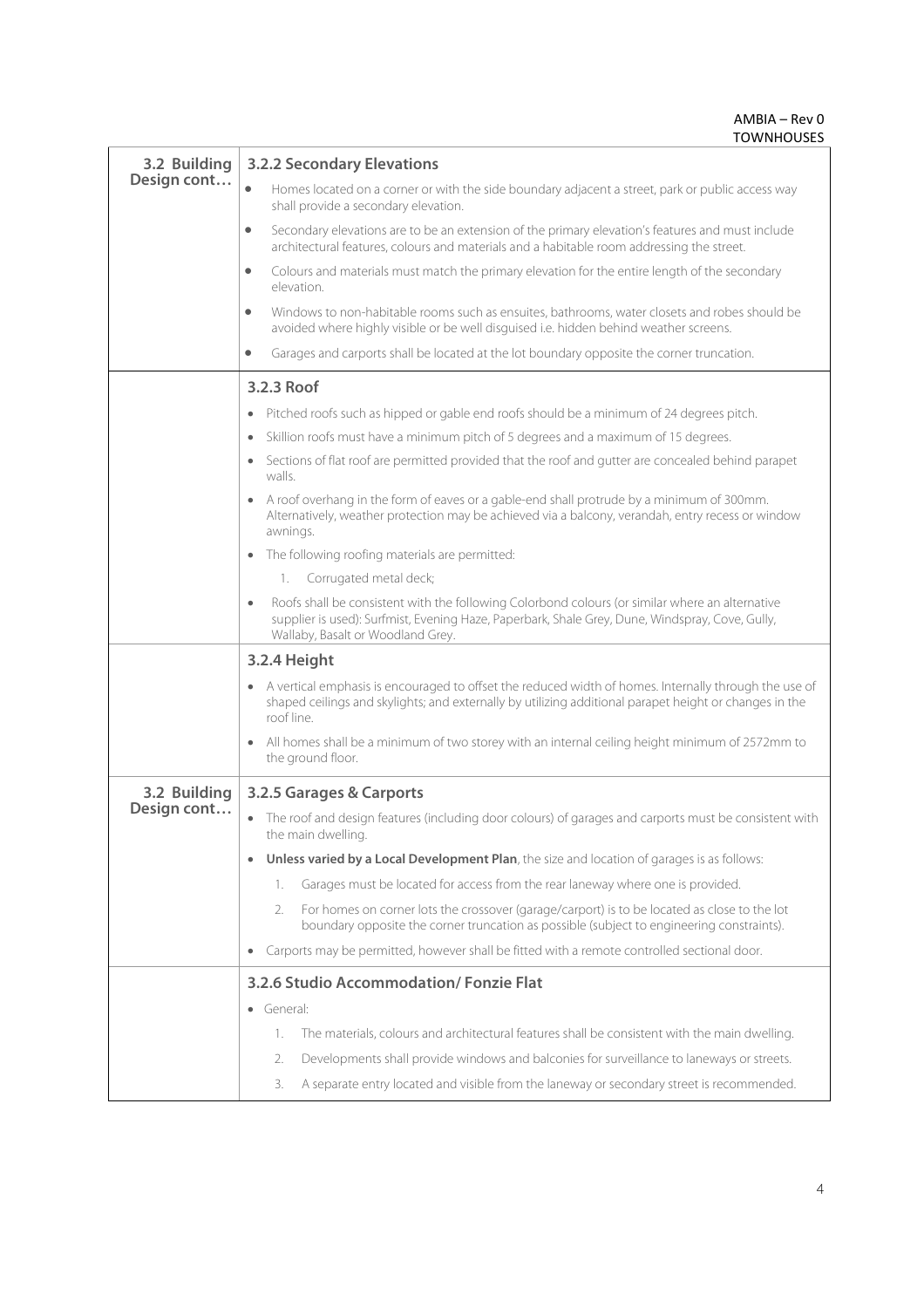| | |
|---|---|
| **3.2 Building Design cont…** | **3.2.2 Secondary Elevations**<br>• Homes located on a corner or with the side boundary adjacent a street, park or public access way shall provide a secondary elevation.<br>• Secondary elevations are to be an extension of the primary elevation's features and must include architectural features, colours and materials and a habitable room addressing the street.<br>• Colours and materials must match the primary elevation for the entire length of the secondary elevation.<br>• Windows to non-habitable rooms such as ensuites, bathrooms, water closets and robes should be avoided where highly visible or be well disguised i.e. hidden behind weather screens.<br>• Garages and carports shall be located at the lot boundary opposite the corner truncation. |
| | **3.2.3 Roof**<br>• Pitched roofs such as hipped or gable end roofs should be a minimum of 24 degrees pitch.<br>• Skillion roofs must have a minimum pitch of 5 degrees and a maximum of 15 degrees.<br>• Sections of flat roof are permitted provided that the roof and gutter are concealed behind parapet walls.<br>• A roof overhang in the form of eaves or a gable-end shall protrude by a minimum of 300mm. Alternatively, weather protection may be achieved via a balcony, verandah, entry recess or window awnings.<br>• The following roofing materials are permitted:<br>&nbsp;&nbsp;&nbsp;&nbsp;1. Corrugated metal deck;<br>• Roofs shall be consistent with the following Colorbond colours (or similar where an alternative supplier is used): Surfmist, Evening Haze, Paperbark, Shale Grey, Dune, Windspray, Cove, Gully, Wallaby, Basalt or Woodland Grey. |
| | **3.2.4 Height**<br>• A vertical emphasis is encouraged to offset the reduced width of homes. Internally through the use of shaped ceilings and skylights; and externally by utilizing additional parapet height or changes in the roof line.<br>• All homes shall be a minimum of two storey with an internal ceiling height minimum of 2572mm to the ground floor. |
| **3.2 Building Design cont…** | **3.2.5 Garages & Carports**<br>• The roof and design features (including door colours) of garages and carports must be consistent with the main dwelling.<br>• **Unless varied by a Local Development Plan**, the size and location of garages is as follows:<br>&nbsp;&nbsp;&nbsp;&nbsp;1. Garages must be located for access from the rear laneway where one is provided.<br>&nbsp;&nbsp;&nbsp;&nbsp;2. For homes on corner lots the crossover (garage/carport) is to be located as close to the lot boundary opposite the corner truncation as possible (subject to engineering constraints).<br>• Carports may be permitted, however shall be fitted with a remote controlled sectional door. |
| | **3.2.6 Studio Accommodation/ Fonzie Flat**<br>• General:<br>&nbsp;&nbsp;&nbsp;&nbsp;1. The materials, colours and architectural features shall be consistent with the main dwelling.<br>&nbsp;&nbsp;&nbsp;&nbsp;2. Developments shall provide windows and balconies for surveillance to laneways or streets.<br>&nbsp;&nbsp;&nbsp;&nbsp;3. A separate entry located and visible from the laneway or secondary street is recommended. |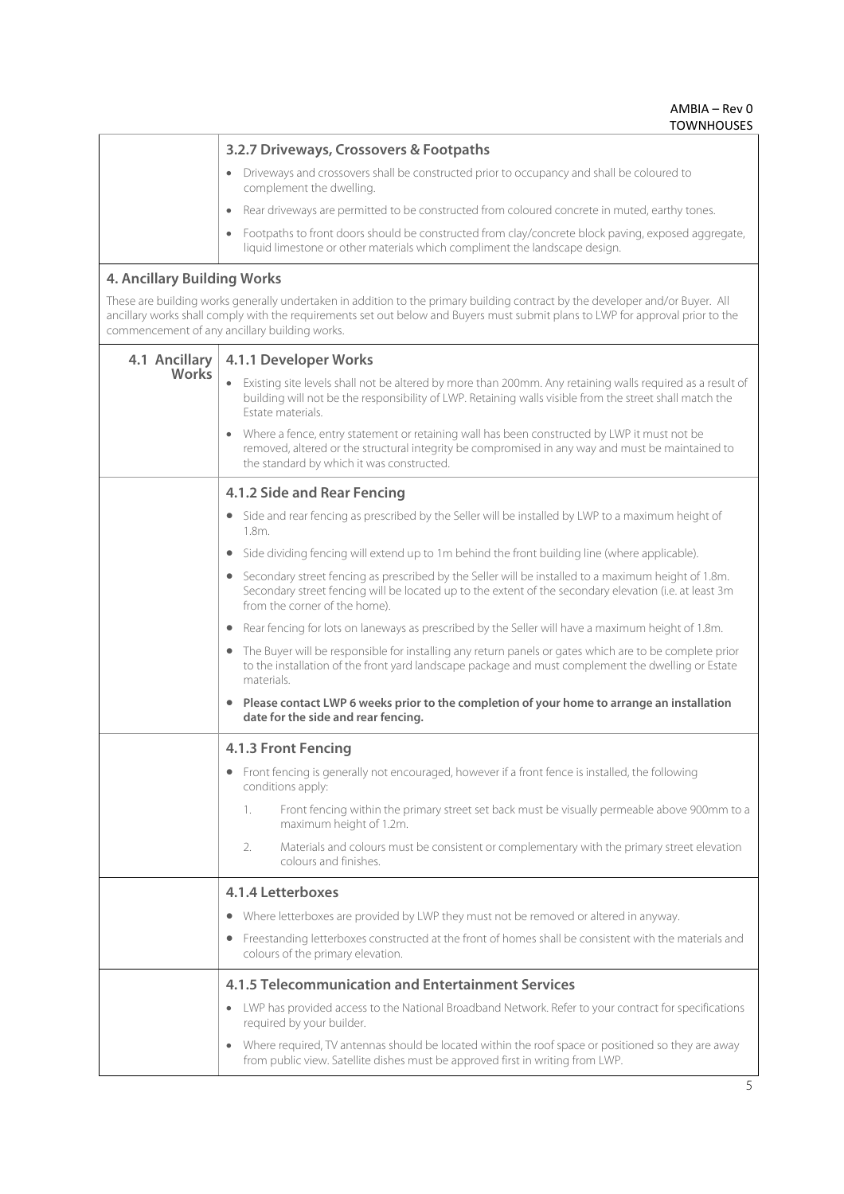### 3.2.7 Driveways, Crossovers & Footpaths

- Driveways and crossovers shall be constructed prior to occupancy and shall be coloured to complement the dwelling.
- Rear driveways are permitted to be constructed from coloured concrete in muted, earthy tones.
- Footpaths to front doors should be constructed from clay/concrete block paving, exposed aggregate, liquid limestone or other materials which compliment the landscape design.

## 4. Ancillary Building Works

These are building works generally undertaken in addition to the primary building contract by the developer and/or Buyer. All ancillary works shall comply with the requirements set out below and Buyers must submit plans to LWP for approval prior to the commencement of any ancillary building works.

### 4.1 Ancillary Works

#### 4.1.1 Developer Works

- Existing site levels shall not be altered by more than 200mm. Any retaining walls required as a result of building will not be the responsibility of LWP. Retaining walls visible from the street shall match the Estate materials.
- Where a fence, entry statement or retaining wall has been constructed by LWP it must not be removed, altered or the structural integrity be compromised in any way and must be maintained to the standard by which it was constructed.

#### 4.1.2 Side and Rear Fencing

- Side and rear fencing as prescribed by the Seller will be installed by LWP to a maximum height of 1.8m.
- Side dividing fencing will extend up to 1m behind the front building line (where applicable).
- Secondary street fencing as prescribed by the Seller will be installed to a maximum height of 1.8m. Secondary street fencing will be located up to the extent of the secondary elevation (i.e. at least 3m from the corner of the home).
- Rear fencing for lots on laneways as prescribed by the Seller will have a maximum height of 1.8m.
- The Buyer will be responsible for installing any return panels or gates which are to be complete prior to the installation of the front yard landscape package and must complement the dwelling or Estate materials.
- **Please contact LWP 6 weeks prior to the completion of your home to arrange an installation date for the side and rear fencing.**

#### 4.1.3 Front Fencing

- Front fencing is generally not encouraged, however if a front fence is installed, the following conditions apply:
  1. Front fencing within the primary street set back must be visually permeable above 900mm to a maximum height of 1.2m.
  2. Materials and colours must be consistent or complementary with the primary street elevation colours and finishes.

#### 4.1.4 Letterboxes

- Where letterboxes are provided by LWP they must not be removed or altered in anyway.
- Freestanding letterboxes constructed at the front of homes shall be consistent with the materials and colours of the primary elevation.

#### 4.1.5 Telecommunication and Entertainment Services

- LWP has provided access to the National Broadband Network. Refer to your contract for specifications required by your builder.
- Where required, TV antennas should be located within the roof space or positioned so they are away from public view. Satellite dishes must be approved first in writing from LWP.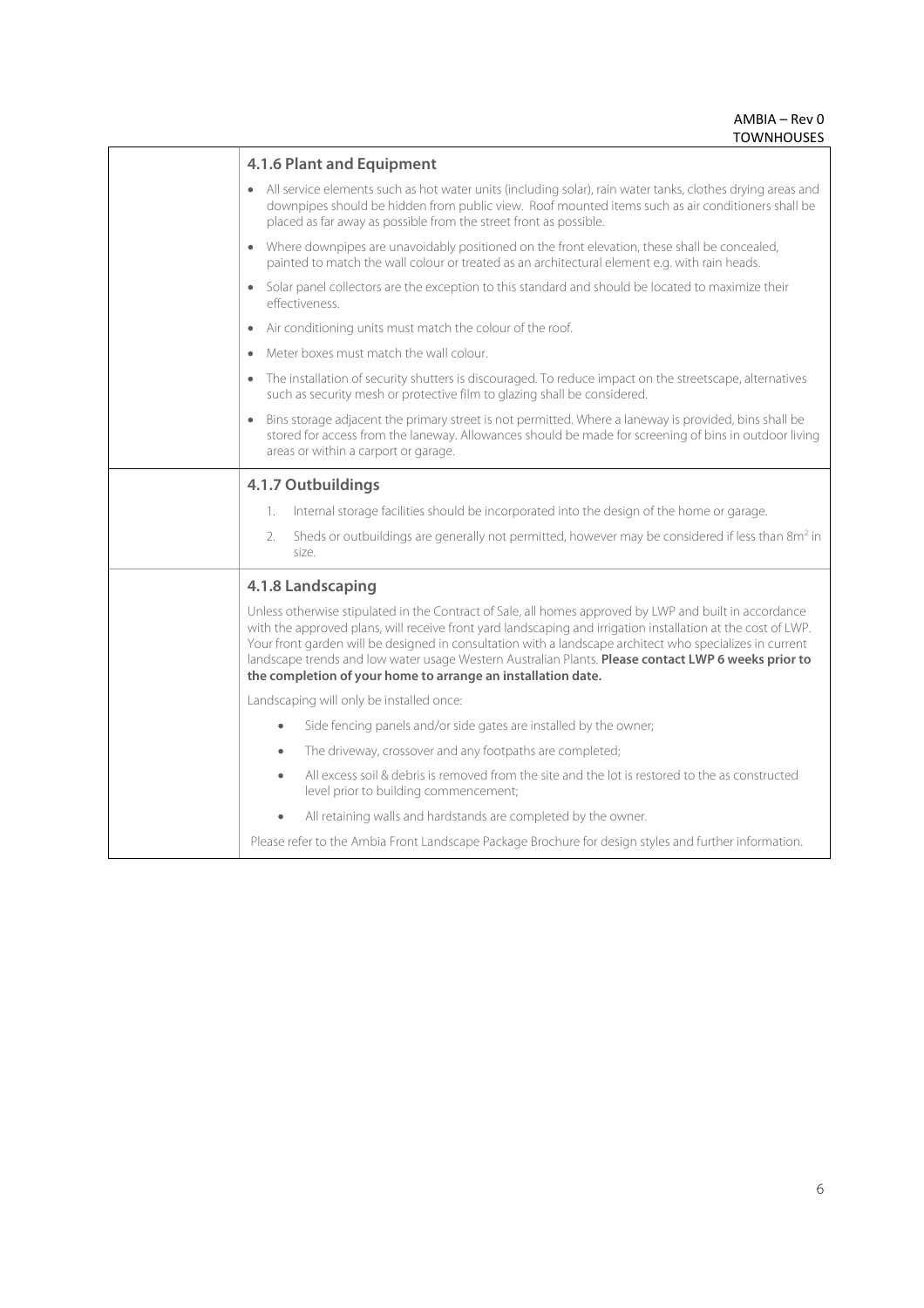### 4.1.6 Plant and Equipment

- All service elements such as hot water units (including solar), rain water tanks, clothes drying areas and downpipes should be hidden from public view. Roof mounted items such as air conditioners shall be placed as far away as possible from the street front as possible.
- Where downpipes are unavoidably positioned on the front elevation, these shall be concealed, painted to match the wall colour or treated as an architectural element e.g. with rain heads.
- Solar panel collectors are the exception to this standard and should be located to maximize their effectiveness.
- Air conditioning units must match the colour of the roof.
- Meter boxes must match the wall colour.
- The installation of security shutters is discouraged. To reduce impact on the streetscape, alternatives such as security mesh or protective film to glazing shall be considered.
- Bins storage adjacent the primary street is not permitted. Where a laneway is provided, bins shall be stored for access from the laneway. Allowances should be made for screening of bins in outdoor living areas or within a carport or garage.

### 4.1.7 Outbuildings

1. Internal storage facilities should be incorporated into the design of the home or garage.
2. Sheds or outbuildings are generally not permitted, however may be considered if less than $8m^2$ in size.

### 4.1.8 Landscaping

Unless otherwise stipulated in the Contract of Sale, all homes approved by LWP and built in accordance with the approved plans, will receive front yard landscaping and irrigation installation at the cost of LWP. Your front garden will be designed in consultation with a landscape architect who specializes in current landscape trends and low water usage Western Australian Plants. **Please contact LWP 6 weeks prior to the completion of your home to arrange an installation date.**

Landscaping will only be installed once:

- Side fencing panels and/or side gates are installed by the owner;
- The driveway, crossover and any footpaths are completed;
- All excess soil & debris is removed from the site and the lot is restored to the as constructed level prior to building commencement;
- All retaining walls and hardstands are completed by the owner.

Please refer to the Ambia Front Landscape Package Brochure for design styles and further information.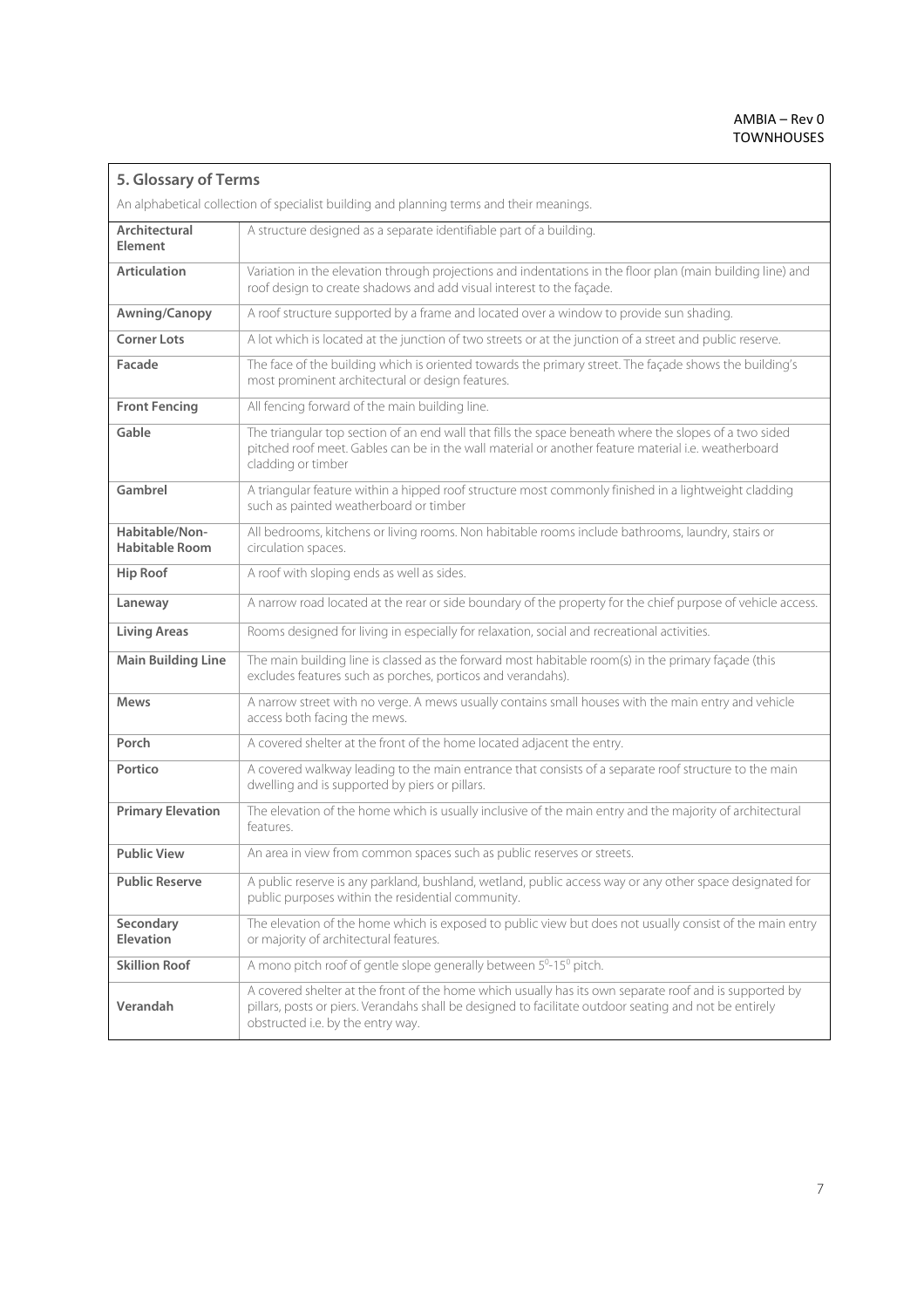## 5. Glossary of Terms

An alphabetical collection of specialist building and planning terms and their meanings.

| | |
|---|---|
| **Architectural Element** | A structure designed as a separate identifiable part of a building. |
| **Articulation** | Variation in the elevation through projections and indentations in the floor plan (main building line) and roof design to create shadows and add visual interest to the façade. |
| **Awning/Canopy** | A roof structure supported by a frame and located over a window to provide sun shading. |
| **Corner Lots** | A lot which is located at the junction of two streets or at the junction of a street and public reserve. |
| **Facade** | The face of the building which is oriented towards the primary street. The façade shows the building's most prominent architectural or design features. |
| **Front Fencing** | All fencing forward of the main building line. |
| **Gable** | The triangular top section of an end wall that fills the space beneath where the slopes of a two sided pitched roof meet. Gables can be in the wall material or another feature material i.e. weatherboard cladding or timber |
| **Gambrel** | A triangular feature within a hipped roof structure most commonly finished in a lightweight cladding such as painted weatherboard or timber |
| **Habitable/Non-Habitable Room** | All bedrooms, kitchens or living rooms. Non habitable rooms include bathrooms, laundry, stairs or circulation spaces. |
| **Hip Roof** | A roof with sloping ends as well as sides. |
| **Laneway** | A narrow road located at the rear or side boundary of the property for the chief purpose of vehicle access. |
| **Living Areas** | Rooms designed for living in especially for relaxation, social and recreational activities. |
| **Main Building Line** | The main building line is classed as the forward most habitable room(s) in the primary façade (this excludes features such as porches, porticos and verandahs). |
| **Mews** | A narrow street with no verge. A mews usually contains small houses with the main entry and vehicle access both facing the mews. |
| **Porch** | A covered shelter at the front of the home located adjacent the entry. |
| **Portico** | A covered walkway leading to the main entrance that consists of a separate roof structure to the main dwelling and is supported by piers or pillars. |
| **Primary Elevation** | The elevation of the home which is usually inclusive of the main entry and the majority of architectural features. |
| **Public View** | An area in view from common spaces such as public reserves or streets. |
| **Public Reserve** | A public reserve is any parkland, bushland, wetland, public access way or any other space designated for public purposes within the residential community. |
| **Secondary Elevation** | The elevation of the home which is exposed to public view but does not usually consist of the main entry or majority of architectural features. |
| **Skillion Roof** | A mono pitch roof of gentle slope generally between $5^0$-$15^0$ pitch. |
| **Verandah** | A covered shelter at the front of the home which usually has its own separate roof and is supported by pillars, posts or piers. Verandahs shall be designed to facilitate outdoor seating and not be entirely obstructed i.e. by the entry way. |